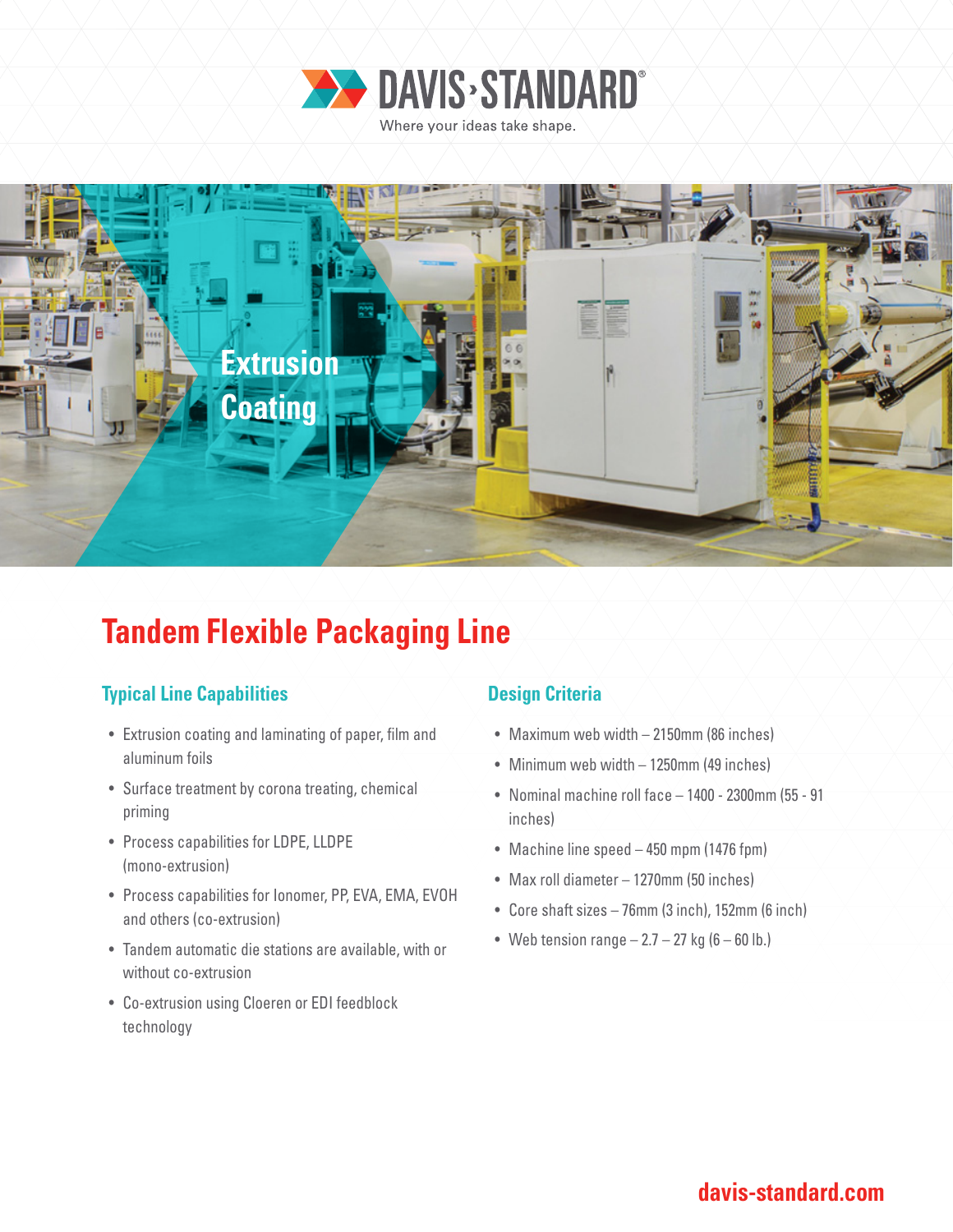DAVIS·STANDARD®

Where your ideas take shape.

Extrusion Coating

# Tandem Flexible Packaging Line

## Typical Line Capabilities

- Extrusion coating and laminating of paper, film and aluminum foils
- Surface treatment by corona treating, chemical priming
- Process capabilities for LDPE, LLDPE (mono-extrusion)
- Process capabilities for Ionomer, PP, EVA, EMA, EVOH and others (co-extrusion)
- Tandem automatic die stations are available, with or without co-extrusion
- Co-extrusion using Cloeren or EDI feedblock technology

## Design Criteria

- Maximum web width – 2150mm (86 inches)
- Minimum web width – 1250mm (49 inches)
- Nominal machine roll face – 1400 - 2300mm (55 - 91 inches)
- Machine line speed – 450 mpm (1476 fpm)
- Max roll diameter – 1270mm (50 inches)
- Core shaft sizes – 76mm (3 inch), 152mm (6 inch)
- Web tension range – 2.7 – 27 kg (6 – 60 lb.)

davis-standard.com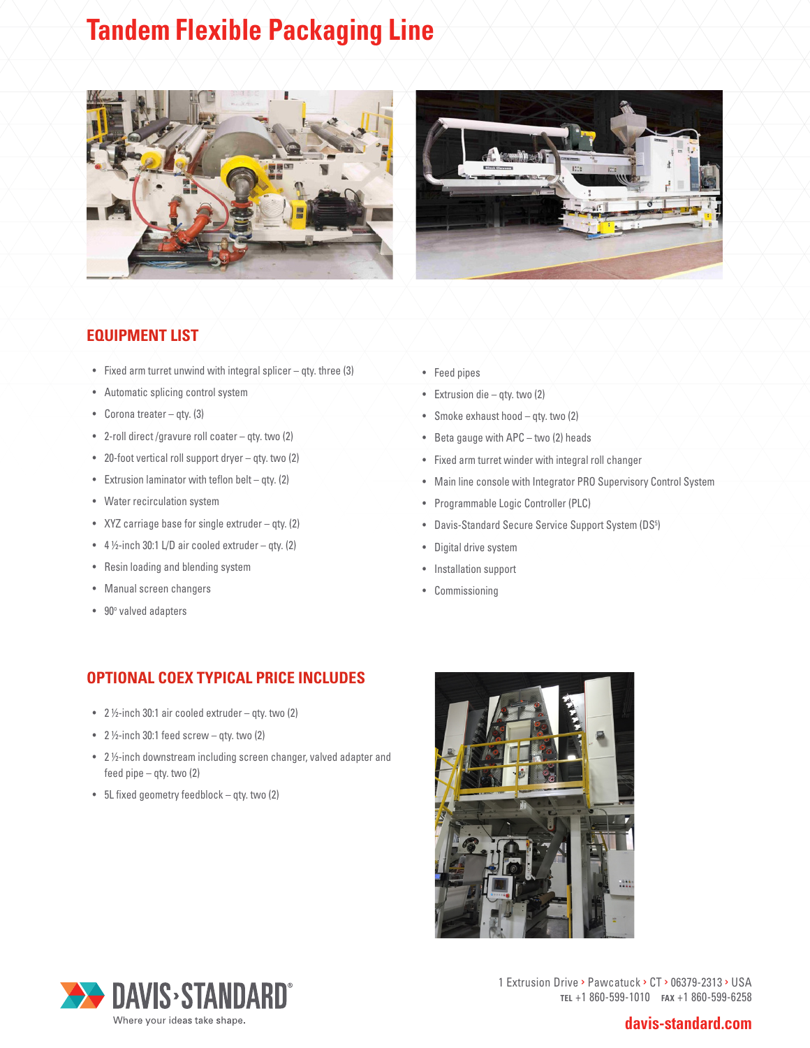# Tandem Flexible Packaging Line

## EQUIPMENT LIST

- Fixed arm turret unwind with integral splicer – qty. three (3)
- Automatic splicing control system
- Corona treater – qty. (3)
- 2-roll direct /gravure roll coater – qty. two (2)
- 20-foot vertical roll support dryer – qty. two (2)
- Extrusion laminator with teflon belt – qty. (2)
- Water recirculation system
- XYZ carriage base for single extruder – qty. (2)
- 4 ½-inch 30:1 L/D air cooled extruder – qty. (2)
- Resin loading and blending system
- Manual screen changers
- 90° valved adapters
- Feed pipes
- Extrusion die – qty. two (2)
- Smoke exhaust hood – qty. two (2)
- Beta gauge with APC – two (2) heads
- Fixed arm turret winder with integral roll changer
- Main line console with Integrator PRO Supervisory Control System
- Programmable Logic Controller (PLC)
- Davis-Standard Secure Service Support System (DS$^5$)
- Digital drive system
- Installation support
- Commissioning

## OPTIONAL COEX TYPICAL PRICE INCLUDES

- 2 ½-inch 30:1 air cooled extruder – qty. two (2)
- 2 ½-inch 30:1 feed screw – qty. two (2)
- 2 ½-inch downstream including screen changer, valved adapter and feed pipe – qty. two (2)
- 5L fixed geometry feedblock – qty. two (2)

DAVIS·STANDARD®
Where your ideas take shape.

1 Extrusion Drive › Pawcatuck › CT › 06379-2313 › USA
TEL +1 860-599-1010 FAX +1 860-599-6258

davis-standard.com